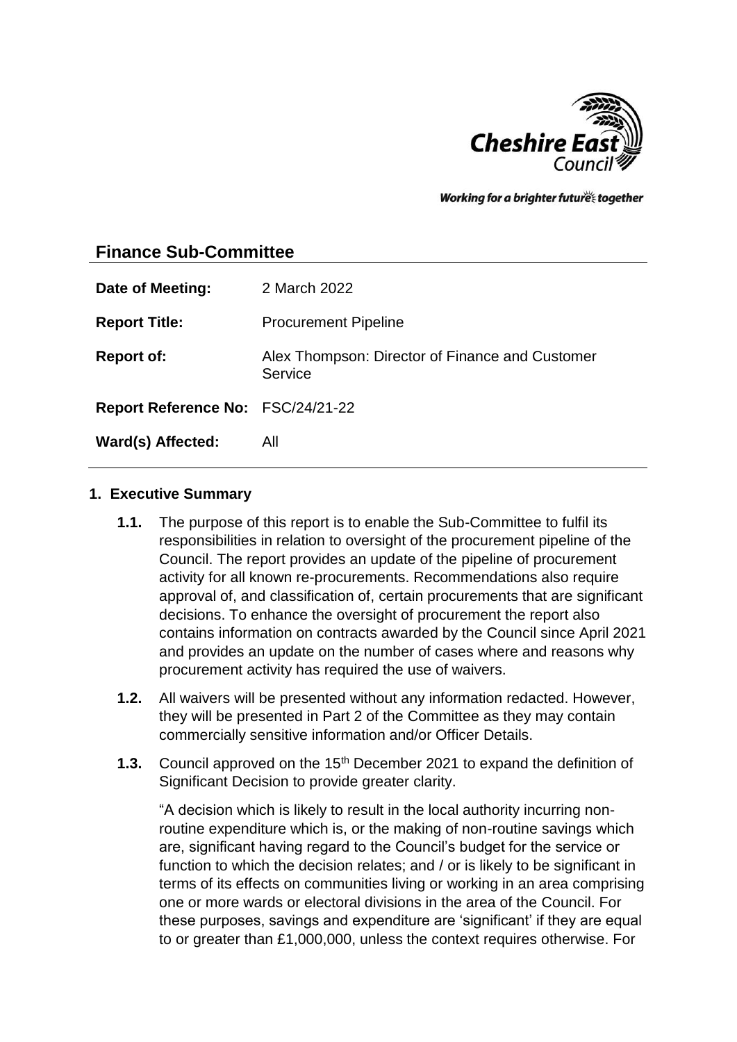Working for a brighter future together

## Finance Sub-Committee

| | |
|---|---|
| **Date of Meeting:** | 2 March 2022 |
| **Report Title:** | Procurement Pipeline |
| **Report of:** | Alex Thompson: Director of Finance and Customer Service |
| **Report Reference No:** | FSC/24/21-22 |
| **Ward(s) Affected:** | All |

### 1. Executive Summary

**1.1.** The purpose of this report is to enable the Sub-Committee to fulfil its responsibilities in relation to oversight of the procurement pipeline of the Council. The report provides an update of the pipeline of procurement activity for all known re-procurements. Recommendations also require approval of, and classification of, certain procurements that are significant decisions. To enhance the oversight of procurement the report also contains information on contracts awarded by the Council since April 2021 and provides an update on the number of cases where and reasons why procurement activity has required the use of waivers.

**1.2.** All waivers will be presented without any information redacted. However, they will be presented in Part 2 of the Committee as they may contain commercially sensitive information and/or Officer Details.

**1.3.** Council approved on the 15th December 2021 to expand the definition of Significant Decision to provide greater clarity.

"A decision which is likely to result in the local authority incurring non-routine expenditure which is, or the making of non-routine savings which are, significant having regard to the Council's budget for the service or function to which the decision relates; and / or is likely to be significant in terms of its effects on communities living or working in an area comprising one or more wards or electoral divisions in the area of the Council. For these purposes, savings and expenditure are 'significant' if they are equal to or greater than £1,000,000, unless the context requires otherwise. For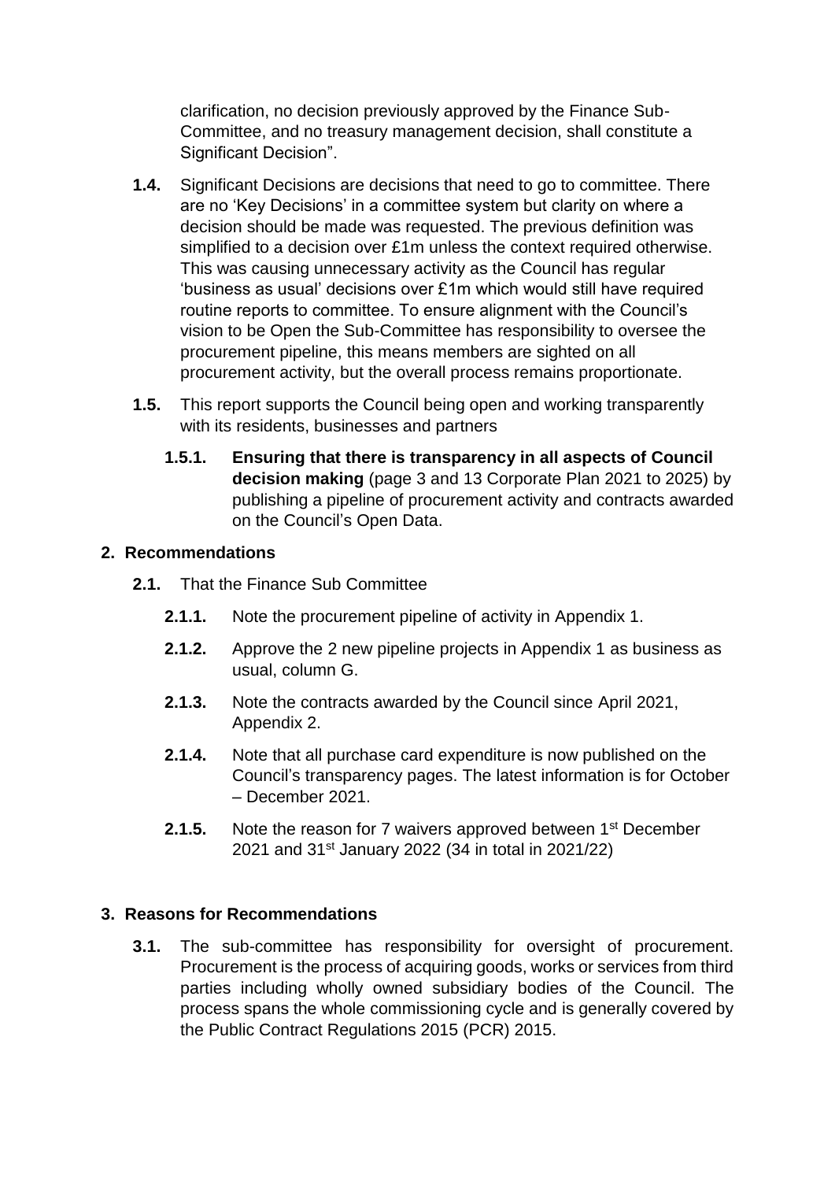clarification, no decision previously approved by the Finance Sub-Committee, and no treasury management decision, shall constitute a Significant Decision".

**1.4.** Significant Decisions are decisions that need to go to committee. There are no 'Key Decisions' in a committee system but clarity on where a decision should be made was requested. The previous definition was simplified to a decision over £1m unless the context required otherwise. This was causing unnecessary activity as the Council has regular 'business as usual' decisions over £1m which would still have required routine reports to committee. To ensure alignment with the Council's vision to be Open the Sub-Committee has responsibility to oversee the procurement pipeline, this means members are sighted on all procurement activity, but the overall process remains proportionate.

**1.5.** This report supports the Council being open and working transparently with its residents, businesses and partners

**1.5.1.** **Ensuring that there is transparency in all aspects of Council decision making** (page 3 and 13 Corporate Plan 2021 to 2025) by publishing a pipeline of procurement activity and contracts awarded on the Council's Open Data.

## 2. Recommendations

**2.1.** That the Finance Sub Committee

**2.1.1.** Note the procurement pipeline of activity in Appendix 1.

**2.1.2.** Approve the 2 new pipeline projects in Appendix 1 as business as usual, column G.

**2.1.3.** Note the contracts awarded by the Council since April 2021, Appendix 2.

**2.1.4.** Note that all purchase card expenditure is now published on the Council's transparency pages. The latest information is for October – December 2021.

**2.1.5.** Note the reason for 7 waivers approved between 1st December 2021 and 31st January 2022 (34 in total in 2021/22)

## 3. Reasons for Recommendations

**3.1.** The sub-committee has responsibility for oversight of procurement. Procurement is the process of acquiring goods, works or services from third parties including wholly owned subsidiary bodies of the Council. The process spans the whole commissioning cycle and is generally covered by the Public Contract Regulations 2015 (PCR) 2015.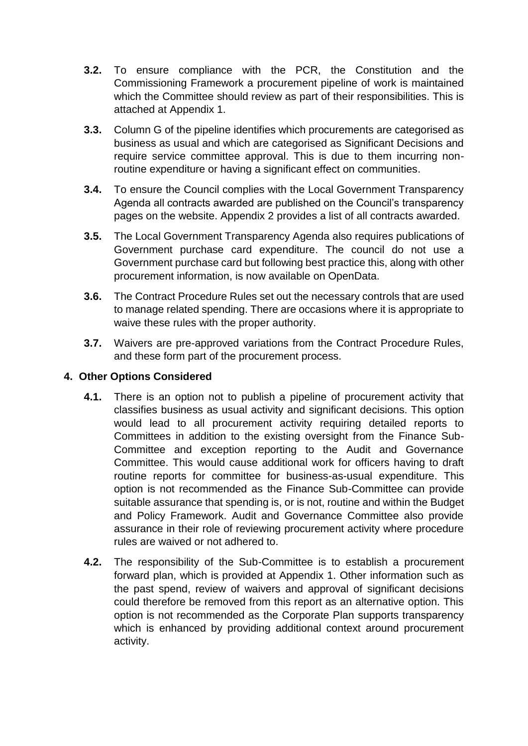**3.2.** To ensure compliance with the PCR, the Constitution and the Commissioning Framework a procurement pipeline of work is maintained which the Committee should review as part of their responsibilities. This is attached at Appendix 1.

**3.3.** Column G of the pipeline identifies which procurements are categorised as business as usual and which are categorised as Significant Decisions and require service committee approval. This is due to them incurring non-routine expenditure or having a significant effect on communities.

**3.4.** To ensure the Council complies with the Local Government Transparency Agenda all contracts awarded are published on the Council's transparency pages on the website. Appendix 2 provides a list of all contracts awarded.

**3.5.** The Local Government Transparency Agenda also requires publications of Government purchase card expenditure. The council do not use a Government purchase card but following best practice this, along with other procurement information, is now available on OpenData.

**3.6.** The Contract Procedure Rules set out the necessary controls that are used to manage related spending. There are occasions where it is appropriate to waive these rules with the proper authority.

**3.7.** Waivers are pre-approved variations from the Contract Procedure Rules, and these form part of the procurement process.

## 4. Other Options Considered

**4.1.** There is an option not to publish a pipeline of procurement activity that classifies business as usual activity and significant decisions. This option would lead to all procurement activity requiring detailed reports to Committees in addition to the existing oversight from the Finance Sub-Committee and exception reporting to the Audit and Governance Committee. This would cause additional work for officers having to draft routine reports for committee for business-as-usual expenditure. This option is not recommended as the Finance Sub-Committee can provide suitable assurance that spending is, or is not, routine and within the Budget and Policy Framework. Audit and Governance Committee also provide assurance in their role of reviewing procurement activity where procedure rules are waived or not adhered to.

**4.2.** The responsibility of the Sub-Committee is to establish a procurement forward plan, which is provided at Appendix 1. Other information such as the past spend, review of waivers and approval of significant decisions could therefore be removed from this report as an alternative option. This option is not recommended as the Corporate Plan supports transparency which is enhanced by providing additional context around procurement activity.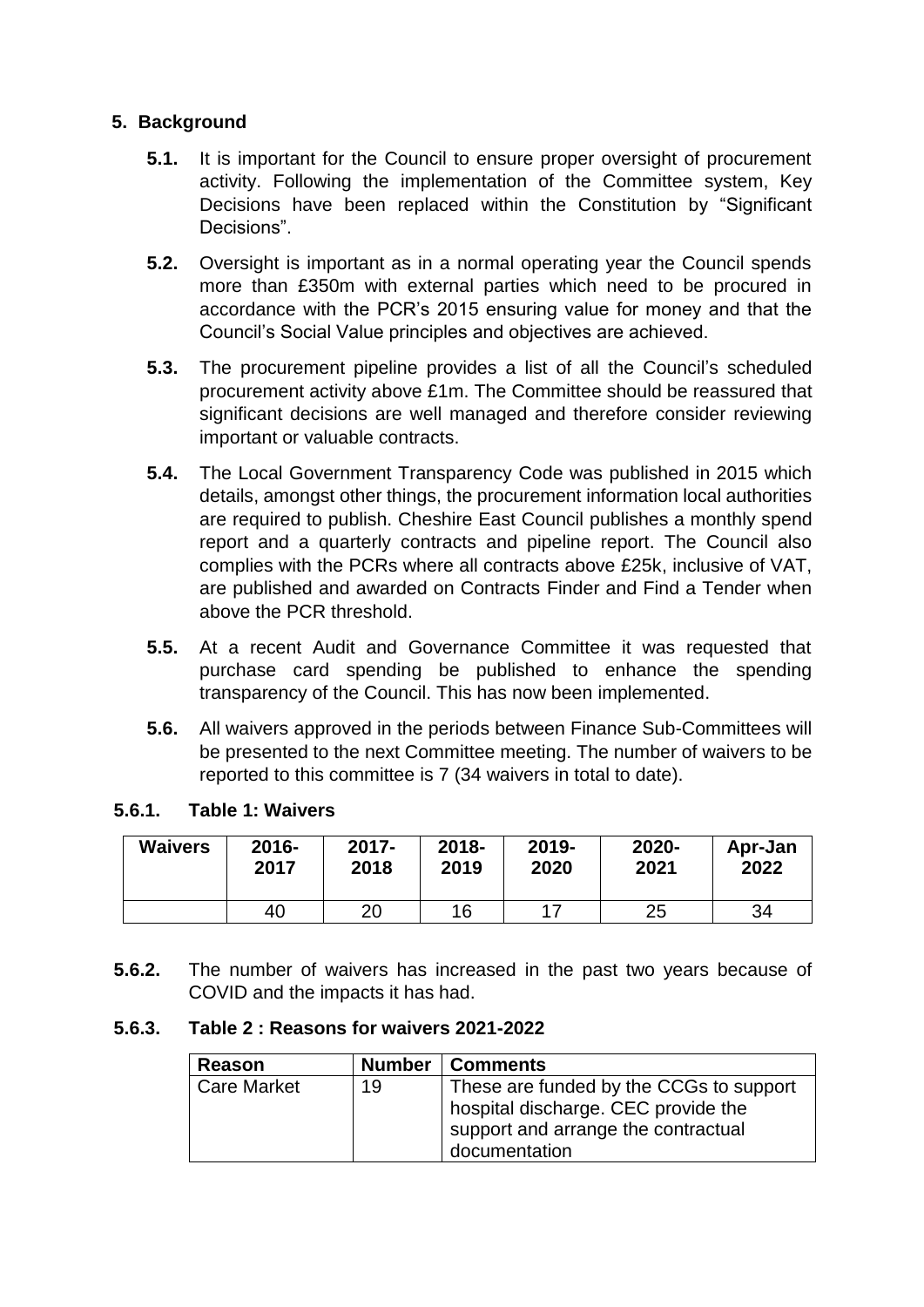## 5. Background

**5.1.** It is important for the Council to ensure proper oversight of procurement activity. Following the implementation of the Committee system, Key Decisions have been replaced within the Constitution by “Significant Decisions”.

**5.2.** Oversight is important as in a normal operating year the Council spends more than £350m with external parties which need to be procured in accordance with the PCR’s 2015 ensuring value for money and that the Council’s Social Value principles and objectives are achieved.

**5.3.** The procurement pipeline provides a list of all the Council’s scheduled procurement activity above £1m. The Committee should be reassured that significant decisions are well managed and therefore consider reviewing important or valuable contracts.

**5.4.** The Local Government Transparency Code was published in 2015 which details, amongst other things, the procurement information local authorities are required to publish. Cheshire East Council publishes a monthly spend report and a quarterly contracts and pipeline report. The Council also complies with the PCRs where all contracts above £25k, inclusive of VAT, are published and awarded on Contracts Finder and Find a Tender when above the PCR threshold.

**5.5.** At a recent Audit and Governance Committee it was requested that purchase card spending be published to enhance the spending transparency of the Council. This has now been implemented.

**5.6.** All waivers approved in the periods between Finance Sub-Committees will be presented to the next Committee meeting. The number of waivers to be reported to this committee is 7 (34 waivers in total to date).

**5.6.1. Table 1: Waivers**

| Waivers | 2016-2017 | 2017-2018 | 2018-2019 | 2019-2020 | 2020-2021 | Apr-Jan 2022 |
|---|---|---|---|---|---|---|
| | 40 | 20 | 16 | 17 | 25 | 34 |

**5.6.2.** The number of waivers has increased in the past two years because of COVID and the impacts it has had.

**5.6.3. Table 2 : Reasons for waivers 2021-2022**

| Reason | Number | Comments |
|---|---|---|
| Care Market | 19 | These are funded by the CCGs to support hospital discharge. CEC provide the support and arrange the contractual documentation |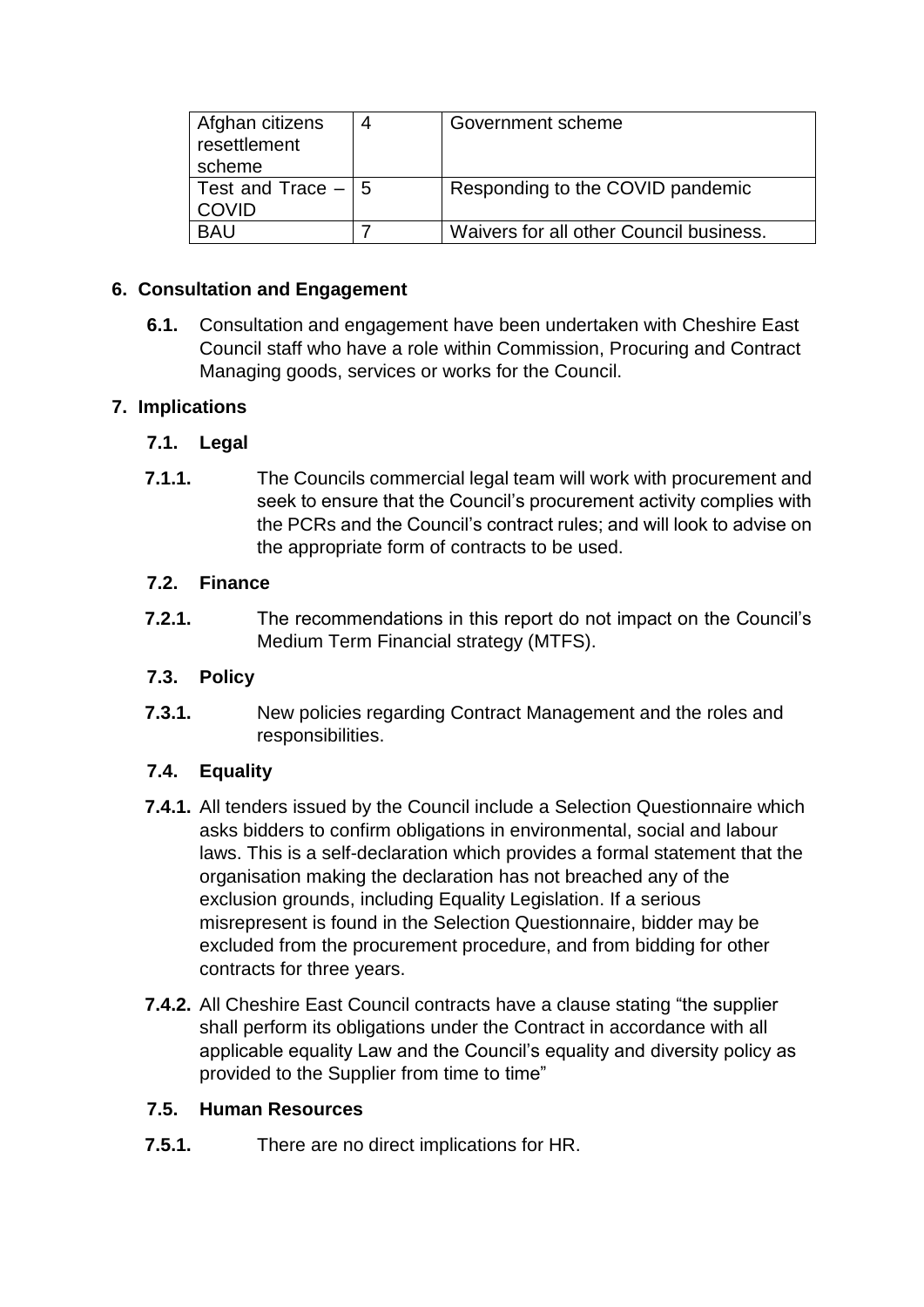| Afghan citizens resettlement scheme | 4 | Government scheme |
|---|---|---|
| Test and Trace – COVID | 5 | Responding to the COVID pandemic |
| BAU | 7 | Waivers for all other Council business. |

## 6. Consultation and Engagement

**6.1.** Consultation and engagement have been undertaken with Cheshire East Council staff who have a role within Commission, Procuring and Contract Managing goods, services or works for the Council.

## 7. Implications

### 7.1. Legal

**7.1.1.** The Councils commercial legal team will work with procurement and seek to ensure that the Council's procurement activity complies with the PCRs and the Council's contract rules; and will look to advise on the appropriate form of contracts to be used.

### 7.2. Finance

**7.2.1.** The recommendations in this report do not impact on the Council's Medium Term Financial strategy (MTFS).

### 7.3. Policy

**7.3.1.** New policies regarding Contract Management and the roles and responsibilities.

### 7.4. Equality

**7.4.1.** All tenders issued by the Council include a Selection Questionnaire which asks bidders to confirm obligations in environmental, social and labour laws. This is a self-declaration which provides a formal statement that the organisation making the declaration has not breached any of the exclusion grounds, including Equality Legislation. If a serious misrepresent is found in the Selection Questionnaire, bidder may be excluded from the procurement procedure, and from bidding for other contracts for three years.

**7.4.2.** All Cheshire East Council contracts have a clause stating "the supplier shall perform its obligations under the Contract in accordance with all applicable equality Law and the Council's equality and diversity policy as provided to the Supplier from time to time"

### 7.5. Human Resources

**7.5.1.** There are no direct implications for HR.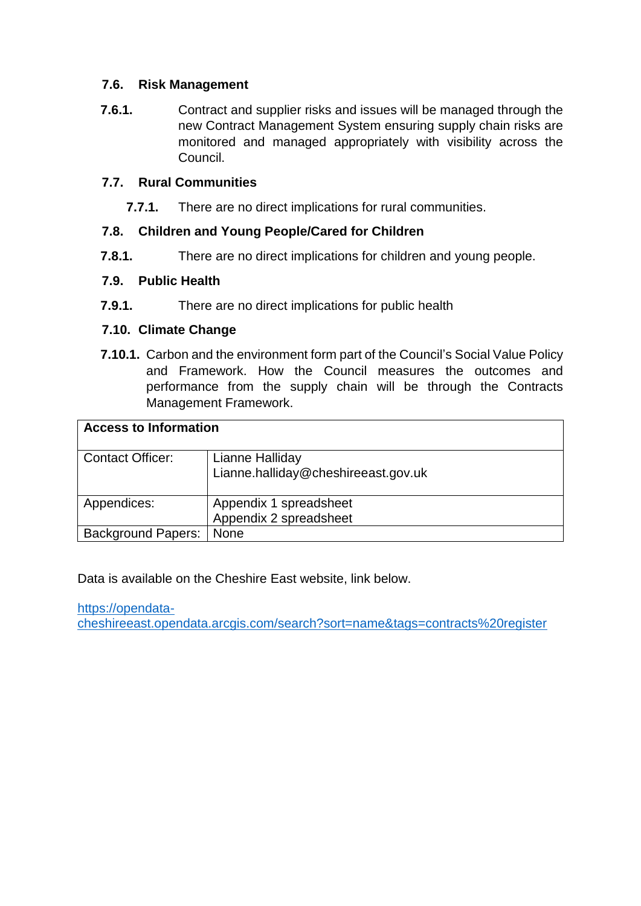### 7.6. Risk Management

**7.6.1.** Contract and supplier risks and issues will be managed through the new Contract Management System ensuring supply chain risks are monitored and managed appropriately with visibility across the Council.

### 7.7. Rural Communities

**7.7.1.** There are no direct implications for rural communities.

### 7.8. Children and Young People/Cared for Children

**7.8.1.** There are no direct implications for children and young people.

### 7.9. Public Health

**7.9.1.** There are no direct implications for public health

### 7.10. Climate Change

**7.10.1.** Carbon and the environment form part of the Council's Social Value Policy and Framework. How the Council measures the outcomes and performance from the supply chain will be through the Contracts Management Framework.

| **Access to Information** | |
|---|---|
| Contact Officer: | Lianne Halliday<br>Lianne.halliday@cheshireeast.gov.uk |
| Appendices: | Appendix 1 spreadsheet<br>Appendix 2 spreadsheet |
| Background Papers: | None |

Data is available on the Cheshire East website, link below.

https://opendata-cheshireeast.opendata.arcgis.com/search?sort=name&tags=contracts%20register